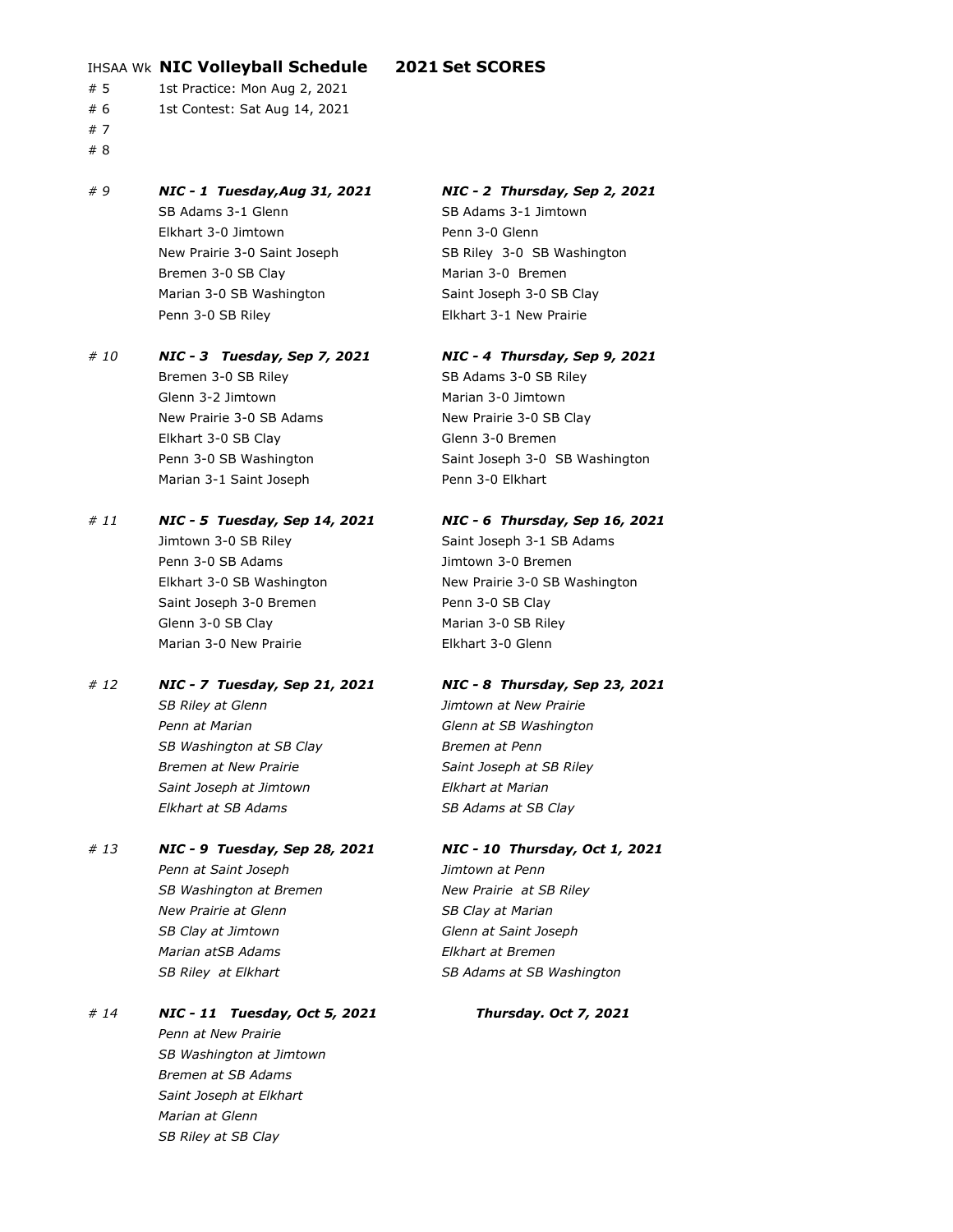# IHSAA Wk **NIC Volleyball Schedule 2021 Set SCORES**

| IHSAA Wk | | |
|---|---|---|
| # 5 | 1st Practice: Mon Aug 2, 2021 | |
| # 6 | 1st Contest: Sat Aug 14, 2021 | |
| # 7 | | |
| # 8 | | |
| *# 9* | ***NIC - 1 Tuesday,Aug 31, 2021*** | ***NIC - 2 Thursday, Sep 2, 2021*** |
| | SB Adams 3-1 Glenn | SB Adams 3-1 Jimtown |
| | Elkhart 3-0 Jimtown | Penn 3-0 Glenn |
| | New Prairie 3-0 Saint Joseph | SB Riley 3-0 SB Washington |
| | Bremen 3-0 SB Clay | Marian 3-0 Bremen |
| | Marian 3-0 SB Washington | Saint Joseph 3-0 SB Clay |
| | Penn 3-0 SB Riley | Elkhart 3-1 New Prairie |
| *# 10* | ***NIC - 3 Tuesday, Sep 7, 2021*** | ***NIC - 4 Thursday, Sep 9, 2021*** |
| | Bremen 3-0 SB Riley | SB Adams 3-0 SB Riley |
| | Glenn 3-2 Jimtown | Marian 3-0 Jimtown |
| | New Prairie 3-0 SB Adams | New Prairie 3-0 SB Clay |
| | Elkhart 3-0 SB Clay | Glenn 3-0 Bremen |
| | Penn 3-0 SB Washington | Saint Joseph 3-0 SB Washington |
| | Marian 3-1 Saint Joseph | Penn 3-0 Elkhart |
| *# 11* | ***NIC - 5 Tuesday, Sep 14, 2021*** | ***NIC - 6 Thursday, Sep 16, 2021*** |
| | Jimtown 3-0 SB Riley | Saint Joseph 3-1 SB Adams |
| | Penn 3-0 SB Adams | Jimtown 3-0 Bremen |
| | Elkhart 3-0 SB Washington | New Prairie 3-0 SB Washington |
| | Saint Joseph 3-0 Bremen | Penn 3-0 SB Clay |
| | Glenn 3-0 SB Clay | Marian 3-0 SB Riley |
| | Marian 3-0 New Prairie | Elkhart 3-0 Glenn |
| *# 12* | ***NIC - 7 Tuesday, Sep 21, 2021*** | ***NIC - 8 Thursday, Sep 23, 2021*** |
| | *SB Riley at Glenn* | *Jimtown at New Prairie* |
| | *Penn at Marian* | *Glenn at SB Washington* |
| | *SB Washington at SB Clay* | *Bremen at Penn* |
| | *Bremen at New Prairie* | *Saint Joseph at SB Riley* |
| | *Saint Joseph at Jimtown* | *Elkhart at Marian* |
| | *Elkhart at SB Adams* | *SB Adams at SB Clay* |
| *# 13* | ***NIC - 9 Tuesday, Sep 28, 2021*** | ***NIC - 10 Thursday, Oct 1, 2021*** |
| | *Penn at Saint Joseph* | *Jimtown at Penn* |
| | *SB Washington at Bremen* | *New Prairie at SB Riley* |
| | *New Prairie at Glenn* | *SB Clay at Marian* |
| | *SB Clay at Jimtown* | *Glenn at Saint Joseph* |
| | *Marian atSB Adams* | *Elkhart at Bremen* |
| | *SB Riley at Elkhart* | *SB Adams at SB Washington* |
| *# 14* | ***NIC - 11 Tuesday, Oct 5, 2021*** | ***Thursday. Oct 7, 2021*** |
| | *Penn at New Prairie* | |
| | *SB Washington at Jimtown* | |
| | *Bremen at SB Adams* | |
| | *Saint Joseph at Elkhart* | |
| | *Marian at Glenn* | |
| | *SB Riley at SB Clay* | |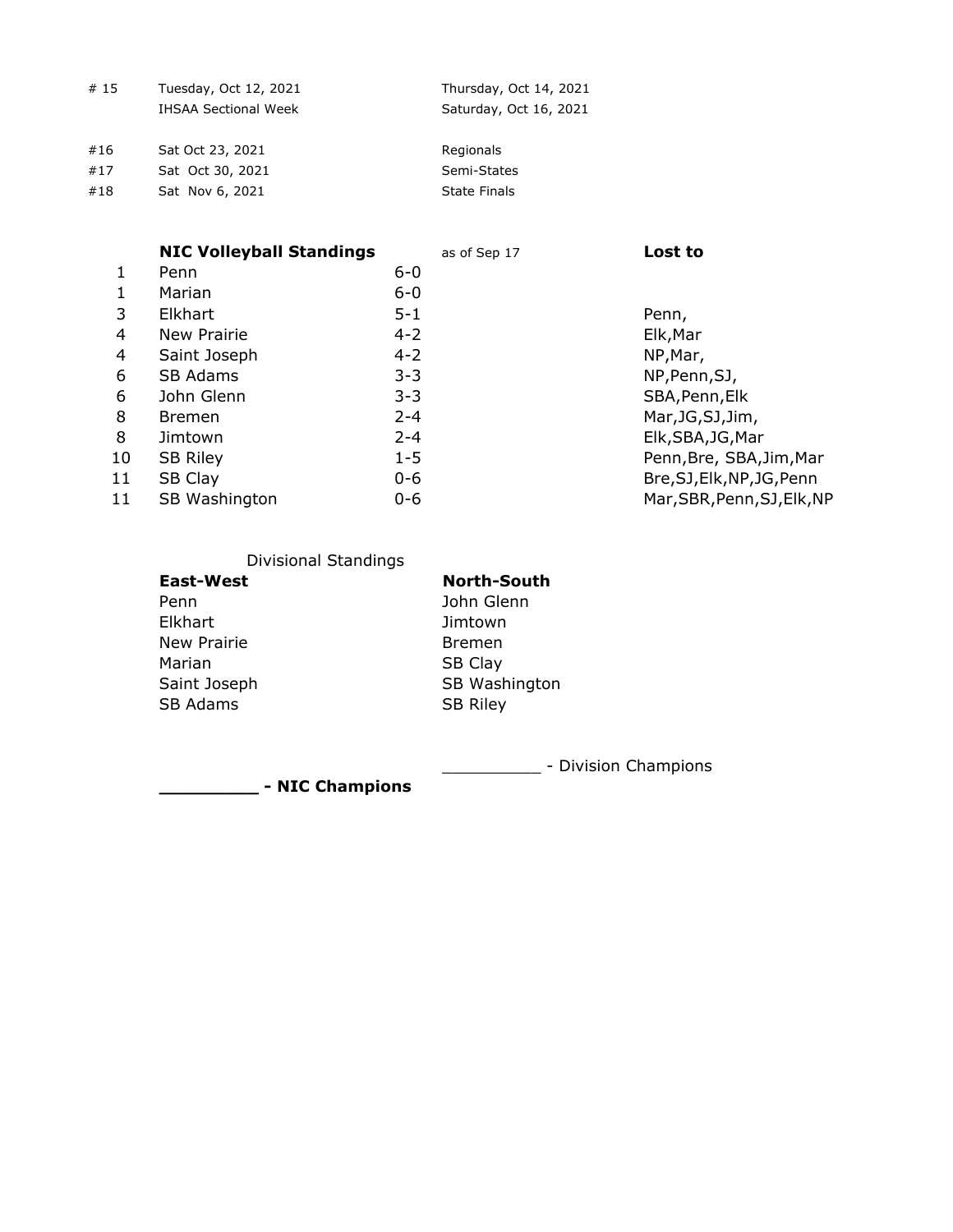| | | |
|---|---|---|
| # 15 | Tuesday, Oct 12, 2021 | Thursday, Oct 14, 2021 |
| | IHSAA Sectional Week | Saturday, Oct 16, 2021 |
| #16 | Sat Oct 23, 2021 | Regionals |
| #17 | Sat Oct 30, 2021 | Semi-States |
| #18 | Sat Nov 6, 2021 | State Finals |

| | **NIC Volleyball Standings** | | as of Sep 17 | **Lost to** |
|---|---|---|---|---|
| 1 | Penn | 6-0 | | |
| 1 | Marian | 6-0 | | |
| 3 | Elkhart | 5-1 | | Penn, |
| 4 | New Prairie | 4-2 | | Elk,Mar |
| 4 | Saint Joseph | 4-2 | | NP,Mar, |
| 6 | SB Adams | 3-3 | | NP,Penn,SJ, |
| 6 | John Glenn | 3-3 | | SBA,Penn,Elk |
| 8 | Bremen | 2-4 | | Mar,JG,SJ,Jim, |
| 8 | Jimtown | 2-4 | | Elk,SBA,JG,Mar |
| 10 | SB Riley | 1-5 | | Penn,Bre, SBA,Jim,Mar |
| 11 | SB Clay | 0-6 | | Bre,SJ,Elk,NP,JG,Penn |
| 11 | SB Washington | 0-6 | | Mar,SBR,Penn,SJ,Elk,NP |

Divisional Standings

| **East-West** | **North-South** |
|---|---|
| Penn | John Glenn |
| Elkhart | Jimtown |
| New Prairie | Bremen |
| Marian | SB Clay |
| Saint Joseph | SB Washington |
| SB Adams | SB Riley |

__________ - Division Champions

**_________ - NIC Champions**